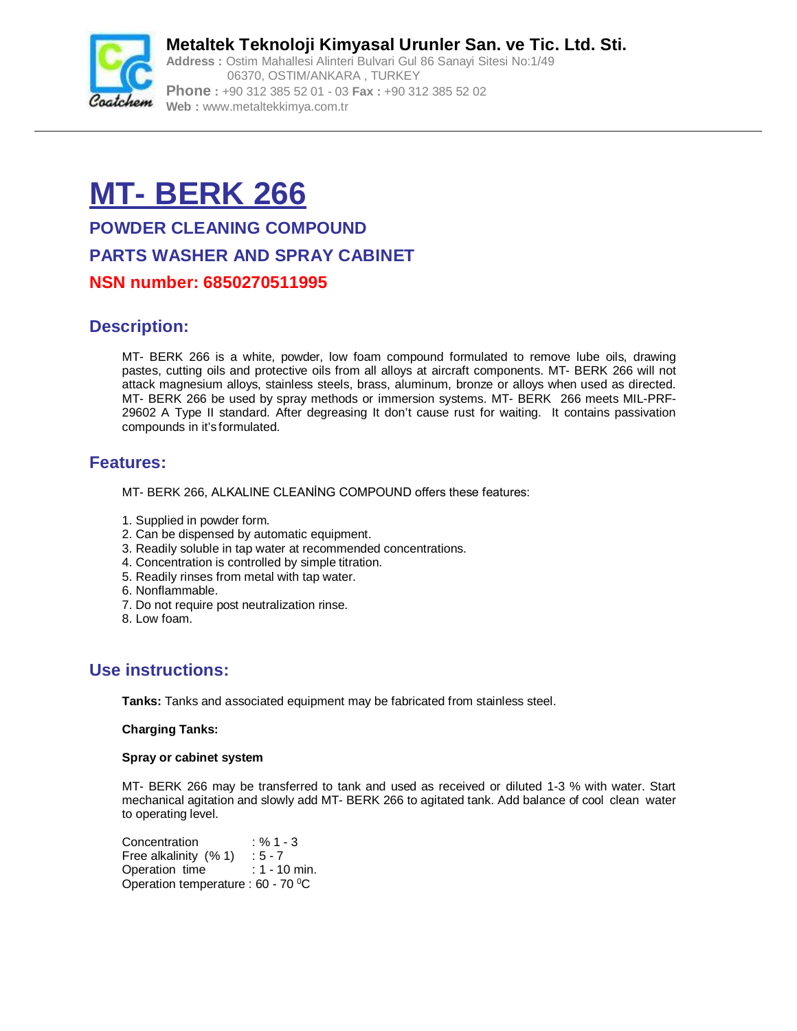**Metaltek Teknoloji Kimyasal Urunler San. ve Tic. Ltd. Sti.**
**Address :** Ostim Mahallesi Alinteri Bulvari Gul 86 Sanayi Sitesi No:1/49
06370, OSTIM/ANKARA , TURKEY
**Phone :** +90 312 385 52 01 - 03 **Fax :** +90 312 385 52 02
**Web :** www.metaltekkimya.com.tr

# MT- BERK 266

## POWDER CLEANING COMPOUND

## PARTS WASHER AND SPRAY CABINET

## NSN number: 6850270511995

## Description:

MT- BERK 266 is a white, powder, low foam compound formulated to remove lube oils, drawing pastes, cutting oils and protective oils from all alloys at aircraft components. MT- BERK 266 will not attack magnesium alloys, stainless steels, brass, aluminum, bronze or alloys when used as directed. MT- BERK 266 be used by spray methods or immersion systems. MT- BERK 266 meets MIL-PRF-29602 A Type II standard. After degreasing It don't cause rust for waiting. It contains passivation compounds in it's formulated.

## Features:

MT- BERK 266, ALKALINE CLEANİNG COMPOUND offers these features:

1. Supplied in powder form.
2. Can be dispensed by automatic equipment.
3. Readily soluble in tap water at recommended concentrations.
4. Concentration is controlled by simple titration.
5. Readily rinses from metal with tap water.
6. Nonflammable.
7. Do not require post neutralization rinse.
8. Low foam.

## Use instructions:

**Tanks:** Tanks and associated equipment may be fabricated from stainless steel.

**Charging Tanks:**

**Spray or cabinet system**

MT- BERK 266 may be transferred to tank and used as received or diluted 1-3 % with water. Start mechanical agitation and slowly add MT- BERK 266 to agitated tank. Add balance of cool clean water to operating level.

Concentration : % 1 - 3
Free alkalinity (% 1) : 5 - 7
Operation time : 1 - 10 min.
Operation temperature : 60 - 70 $^0$C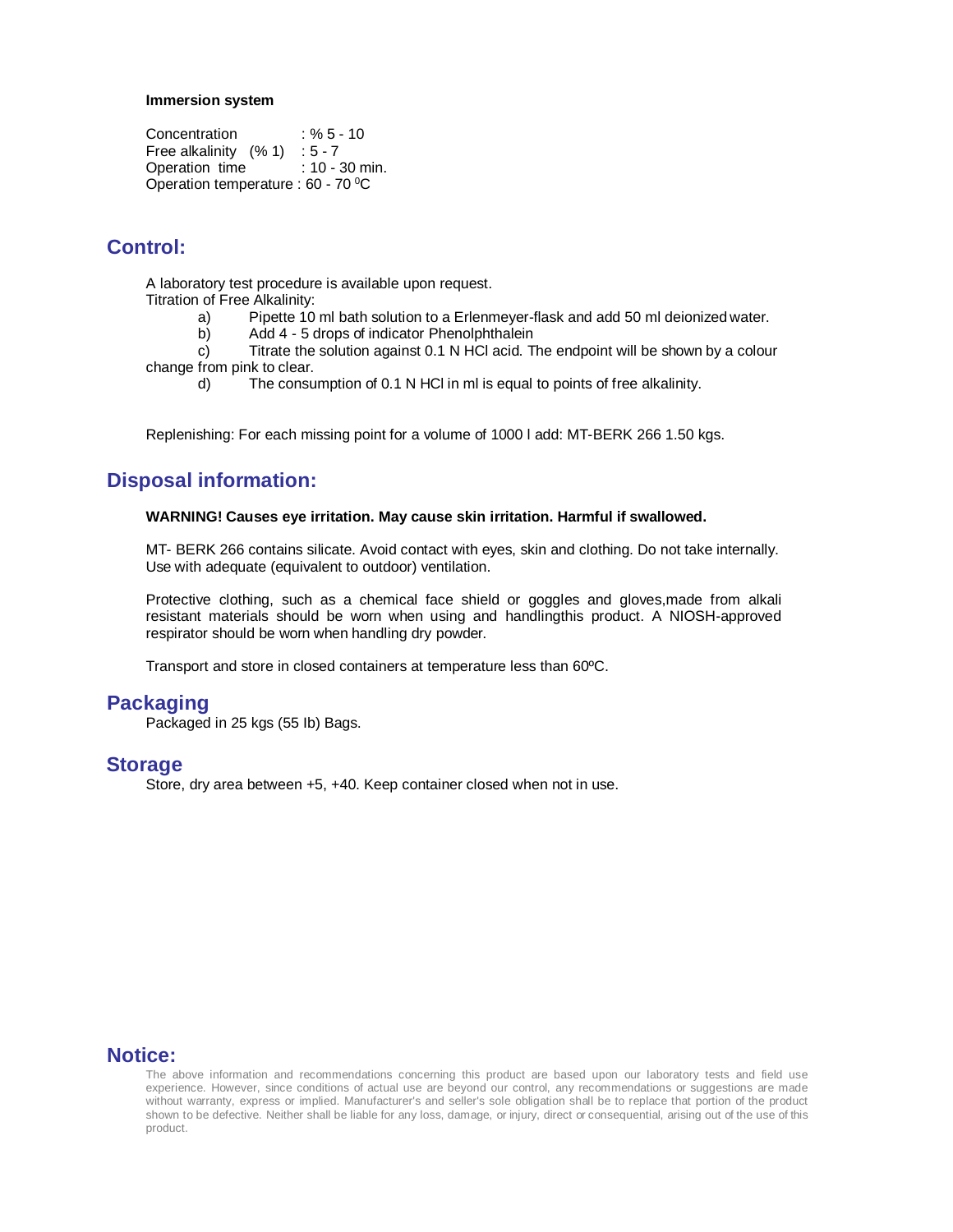**Immersion system**

Concentration : % 5 - 10
Free alkalinity (% 1) : 5 - 7
Operation time : 10 - 30 min.
Operation temperature : 60 - 70 $^{0}$C

## Control:

A laboratory test procedure is available upon request.
Titration of Free Alkalinity:

a) Pipette 10 ml bath solution to a Erlenmeyer-flask and add 50 ml deionized water.
b) Add 4 - 5 drops of indicator Phenolphthalein
c) Titrate the solution against 0.1 N HCl acid. The endpoint will be shown by a colour change from pink to clear.
d) The consumption of 0.1 N HCl in ml is equal to points of free alkalinity.

Replenishing: For each missing point for a volume of 1000 l add: MT-BERK 266 1.50 kgs.

## Disposal information:

**WARNING! Causes eye irritation. May cause skin irritation. Harmful if swallowed.**

MT- BERK 266 contains silicate. Avoid contact with eyes, skin and clothing. Do not take internally. Use with adequate (equivalent to outdoor) ventilation.

Protective clothing, such as a chemical face shield or goggles and gloves,made from alkali resistant materials should be worn when using and handlingthis product. A NIOSH-approved respirator should be worn when handling dry powder.

Transport and store in closed containers at temperature less than 60ºC.

## Packaging

Packaged in 25 kgs (55 Ib) Bags.

## Storage

Store, dry area between +5, +40. Keep container closed when not in use.

## Notice:

The above information and recommendations concerning this product are based upon our laboratory tests and field use experience. However, since conditions of actual use are beyond our control, any recommendations or suggestions are made without warranty, express or implied. Manufacturer's and seller's sole obligation shall be to replace that portion of the product shown to be defective. Neither shall be liable for any loss, damage, or injury, direct or consequential, arising out of the use of this product.